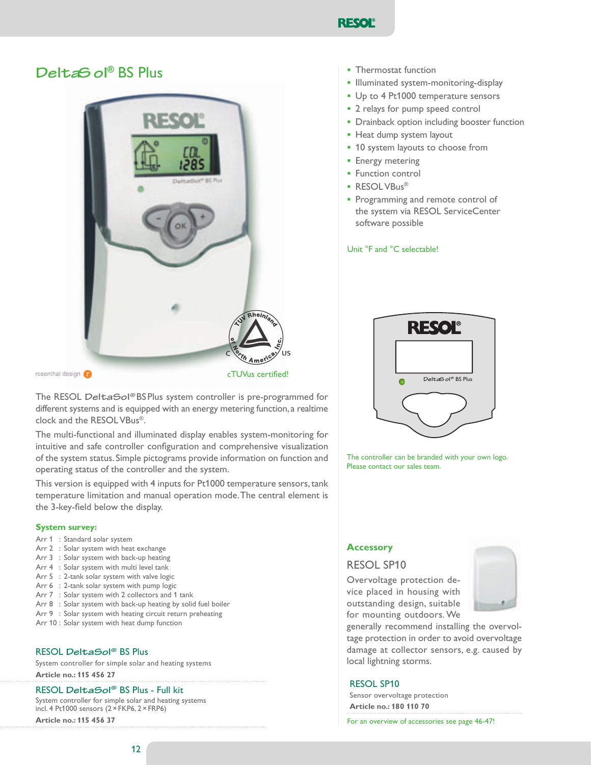# DeltaSol® BS Plus

rosenthal design

cTUVus certified!

The RESOL DeltaSol® BS Plus system controller is pre-programmed for different systems and is equipped with an energy metering function, a realtime clock and the RESOL VBus®.

The multi-functional and illuminated display enables system-monitoring for intuitive and safe controller configuration and comprehensive visualization of the system status. Simple pictograms provide information on function and operating status of the controller and the system.

This version is equipped with 4 inputs for Pt1000 temperature sensors, tank temperature limitation and manual operation mode. The central element is the 3-key-field below the display.

### System survey:

Arr 1 : Standard solar system
Arr 2 : Solar system with heat exchange
Arr 3 : Solar system with back-up heating
Arr 4 : Solar system with multi level tank
Arr 5 : 2-tank solar system with valve logic
Arr 6 : 2-tank solar system with pump logic
Arr 7 : Solar system with 2 collectors and 1 tank
Arr 8 : Solar system with back-up heating by solid fuel boiler
Arr 9 : Solar system with heating circuit return preheating
Arr 10 : Solar system with heat dump function

### RESOL DeltaSol® BS Plus

System controller for simple solar and heating systems

**Article no.: 115 456 27**

### RESOL DeltaSol® BS Plus - Full kit

System controller for simple solar and heating systems
incl. 4 Pt1000 sensors (2 × FKP6, 2 × FRP6)

**Article no.: 115 456 37**

- Thermostat function
- Illuminated system-monitoring-display
- Up to 4 Pt1000 temperature sensors
- 2 relays for pump speed control
- Drainback option including booster function
- Heat dump system layout
- 10 system layouts to choose from
- Energy metering
- Function control
- RESOL VBus®
- Programming and remote control of the system via RESOL ServiceCenter software possible

Unit °F and °C selectable!

The controller can be branded with your own logo.
Please contact our sales team.

### Accessory

#### RESOL SP10

Overvoltage protection device placed in housing with outstanding design, suitable for mounting outdoors. We generally recommend installing the overvoltage protection in order to avoid overvoltage damage at collector sensors, e.g. caused by local lightning storms.

### RESOL SP10

Sensor overvoltage protection

**Article no.: 180 110 70**

For an overview of accessories see page 46-47!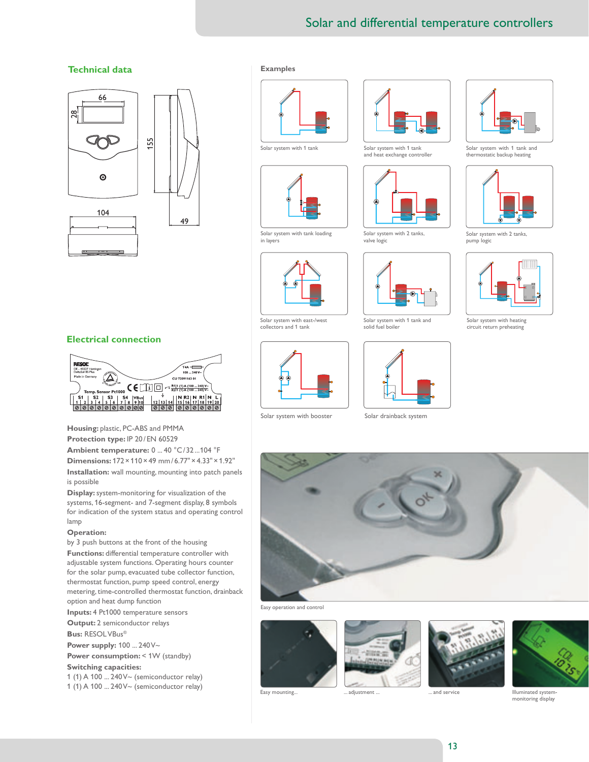# Solar and differential temperature controllers

## Technical data

66

28

155

104

49

## Electrical connection

**Housing:** plastic, PC-ABS and PMMA

**Protection type:** IP 20 / EN 60529

**Ambient temperature:** 0 ... 40 °C / 32 ... 104 °F

**Dimensions:** 172 × 110 × 49 mm / 6.77" × 4.33" × 1.92"

**Installation:** wall mounting, mounting into patch panels is possible

**Display:** system-monitoring for visualization of the systems, 16-segment- and 7-segment display, 8 symbols for indication of the system status and operating control lamp

**Operation:**
by 3 push buttons at the front of the housing

**Functions:** differential temperature controller with adjustable system functions. Operating hours counter for the solar pump, evacuated tube collector function, thermostat function, pump speed control, energy metering, time-controlled thermostat function, drainback option and heat dump function

**Inputs:** 4 Pt1000 temperature sensors

**Output:** 2 semiconductor relays

**Bus:** RESOL VBus®

**Power supply:** 100 ... 240 V~

**Power consumption:** < 1 W (standby)

**Switching capacities:**
1 (1) A 100 ... 240 V~ (semiconductor relay)
1 (1) A 100 ... 240 V~ (semiconductor relay)

## Examples

Solar system with 1 tank

Solar system with 1 tank and heat exchange controller

Solar system with 1 tank and thermostatic backup heating

Solar system with tank loading in layers

Solar system with 2 tanks, valve logic

Solar system with 2 tanks, pump logic

Solar system with east-/west collectors and 1 tank

Solar system with 1 tank and solid fuel boiler

Solar system with heating circuit return preheating

Solar system with booster

Solar drainback system

Easy operation and control

Easy mounting...

... adjustment ...

... and service

Illuminated system-monitoring display